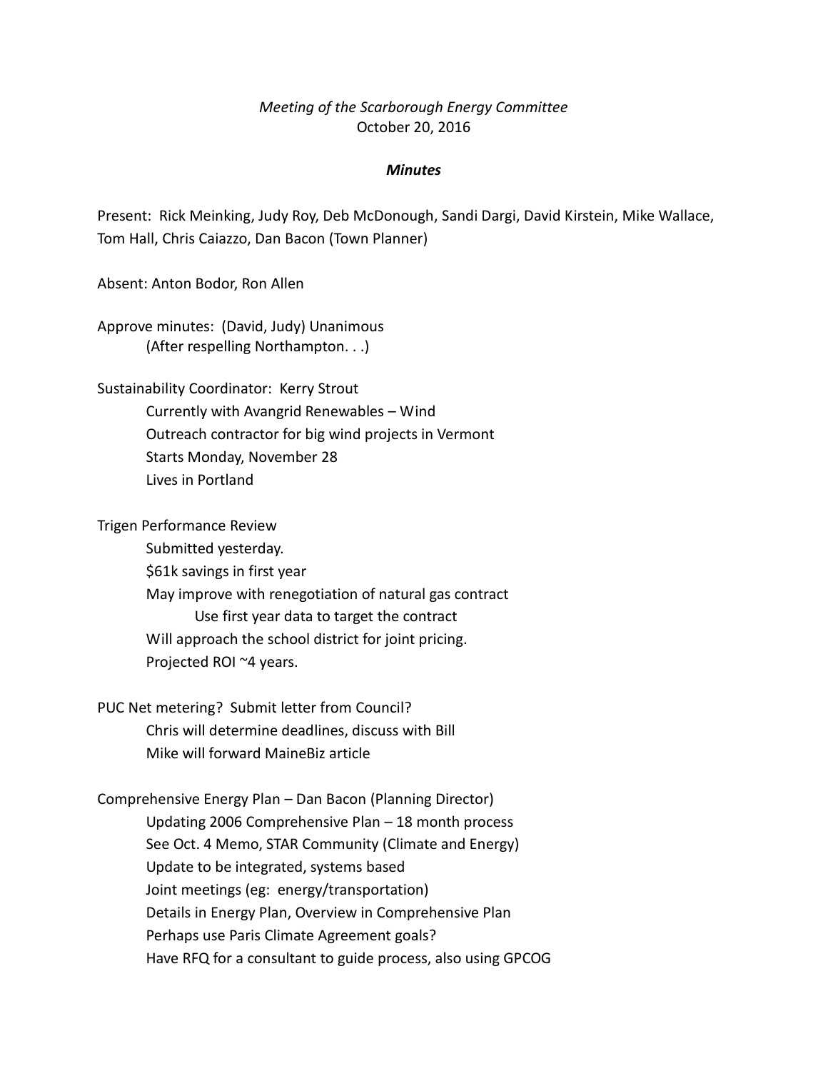*Meeting of the Scarborough Energy Committee*
October 20, 2016

***Minutes***

Present: Rick Meinking, Judy Roy, Deb McDonough, Sandi Dargi, David Kirstein, Mike Wallace, Tom Hall, Chris Caiazzo, Dan Bacon (Town Planner)

Absent: Anton Bodor, Ron Allen

Approve minutes: (David, Judy) Unanimous
    (After respelling Northampton. . .)

Sustainability Coordinator: Kerry Strout
    Currently with Avangrid Renewables – Wind
    Outreach contractor for big wind projects in Vermont
    Starts Monday, November 28
    Lives in Portland

Trigen Performance Review
    Submitted yesterday.
    $61k savings in first year
    May improve with renegotiation of natural gas contract
        Use first year data to target the contract
    Will approach the school district for joint pricing.
    Projected ROI ~4 years.

PUC Net metering? Submit letter from Council?
    Chris will determine deadlines, discuss with Bill
    Mike will forward MaineBiz article

Comprehensive Energy Plan – Dan Bacon (Planning Director)
    Updating 2006 Comprehensive Plan – 18 month process
    See Oct. 4 Memo, STAR Community (Climate and Energy)
    Update to be integrated, systems based
    Joint meetings (eg: energy/transportation)
    Details in Energy Plan, Overview in Comprehensive Plan
    Perhaps use Paris Climate Agreement goals?
    Have RFQ for a consultant to guide process, also using GPCOG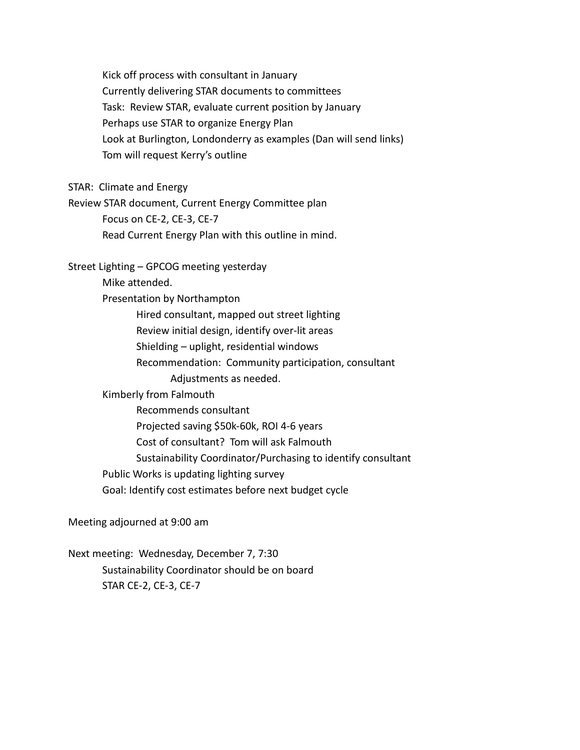- Kick off process with consultant in January
- Currently delivering STAR documents to committees
- Task: Review STAR, evaluate current position by January
- Perhaps use STAR to organize Energy Plan
- Look at Burlington, Londonderry as examples (Dan will send links)
- Tom will request Kerry's outline

STAR: Climate and Energy

Review STAR document, Current Energy Committee plan

- Focus on CE-2, CE-3, CE-7
- Read Current Energy Plan with this outline in mind.

Street Lighting – GPCOG meeting yesterday

- Mike attended.
- Presentation by Northampton
  - Hired consultant, mapped out street lighting
  - Review initial design, identify over-lit areas
  - Shielding – uplight, residential windows
  - Recommendation: Community participation, consultant
    - Adjustments as needed.
- Kimberly from Falmouth
  - Recommends consultant
  - Projected saving $50k-60k, ROI 4-6 years
  - Cost of consultant? Tom will ask Falmouth
  - Sustainability Coordinator/Purchasing to identify consultant
- Public Works is updating lighting survey
- Goal: Identify cost estimates before next budget cycle

Meeting adjourned at 9:00 am

Next meeting: Wednesday, December 7, 7:30

- Sustainability Coordinator should be on board
- STAR CE-2, CE-3, CE-7